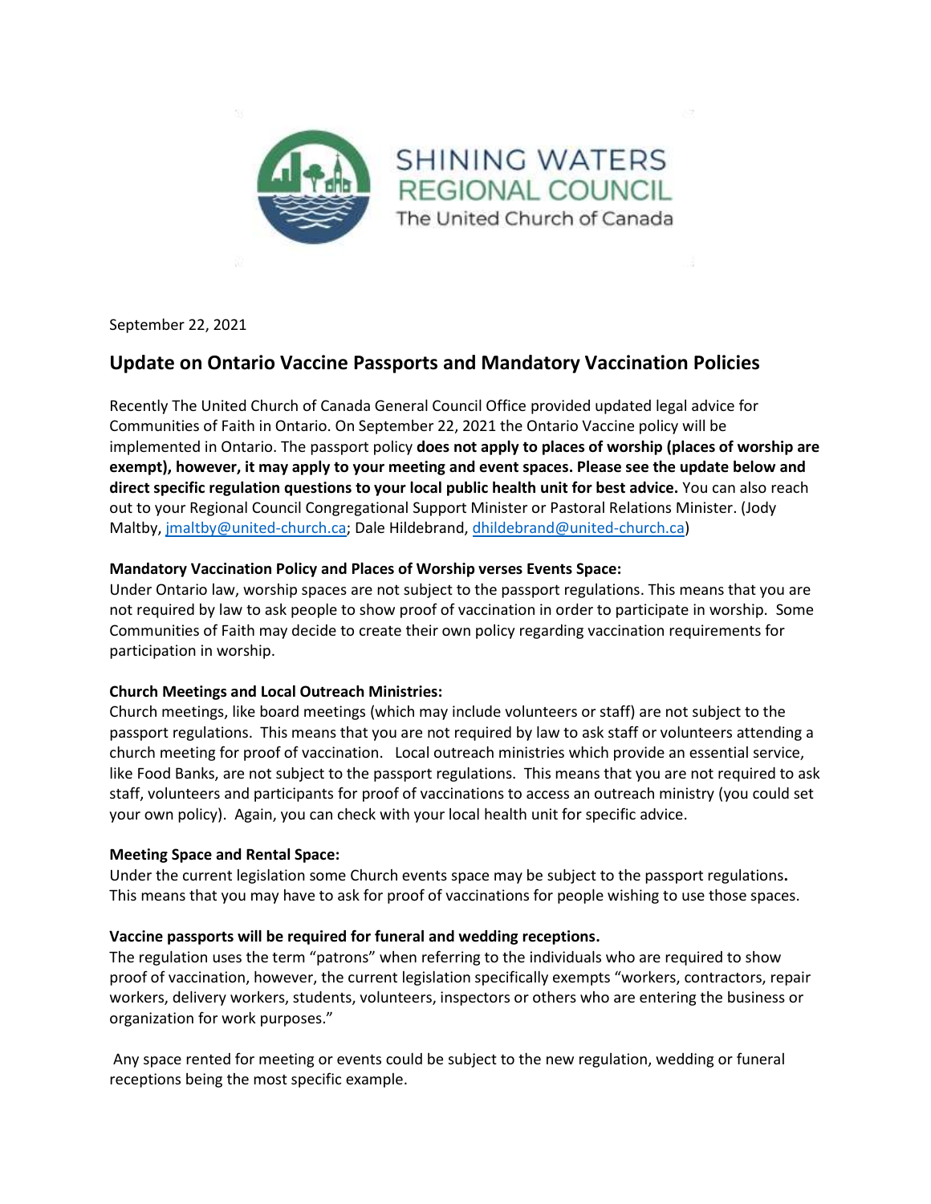SHINING WATERS REGIONAL COUNCIL

The United Church of Canada

September 22, 2021

## Update on Ontario Vaccine Passports and Mandatory Vaccination Policies

Recently The United Church of Canada General Council Office provided updated legal advice for Communities of Faith in Ontario. On September 22, 2021 the Ontario Vaccine policy will be implemented in Ontario. The passport policy **does not apply to places of worship (places of worship are exempt), however, it may apply to your meeting and event spaces. Please see the update below and direct specific regulation questions to your local public health unit for best advice.** You can also reach out to your Regional Council Congregational Support Minister or Pastoral Relations Minister. (Jody Maltby, jmaltby@united-church.ca; Dale Hildebrand, dhildebrand@united-church.ca)

**Mandatory Vaccination Policy and Places of Worship verses Events Space:**

Under Ontario law, worship spaces are not subject to the passport regulations. This means that you are not required by law to ask people to show proof of vaccination in order to participate in worship. Some Communities of Faith may decide to create their own policy regarding vaccination requirements for participation in worship.

**Church Meetings and Local Outreach Ministries:**

Church meetings, like board meetings (which may include volunteers or staff) are not subject to the passport regulations. This means that you are not required by law to ask staff or volunteers attending a church meeting for proof of vaccination. Local outreach ministries which provide an essential service, like Food Banks, are not subject to the passport regulations. This means that you are not required to ask staff, volunteers and participants for proof of vaccinations to access an outreach ministry (you could set your own policy). Again, you can check with your local health unit for specific advice.

**Meeting Space and Rental Space:**

Under the current legislation some Church events space may be subject to the passport regulations**.** This means that you may have to ask for proof of vaccinations for people wishing to use those spaces.

**Vaccine passports will be required for funeral and wedding receptions.**

The regulation uses the term "patrons" when referring to the individuals who are required to show proof of vaccination, however, the current legislation specifically exempts "workers, contractors, repair workers, delivery workers, students, volunteers, inspectors or others who are entering the business or organization for work purposes."

Any space rented for meeting or events could be subject to the new regulation, wedding or funeral receptions being the most specific example.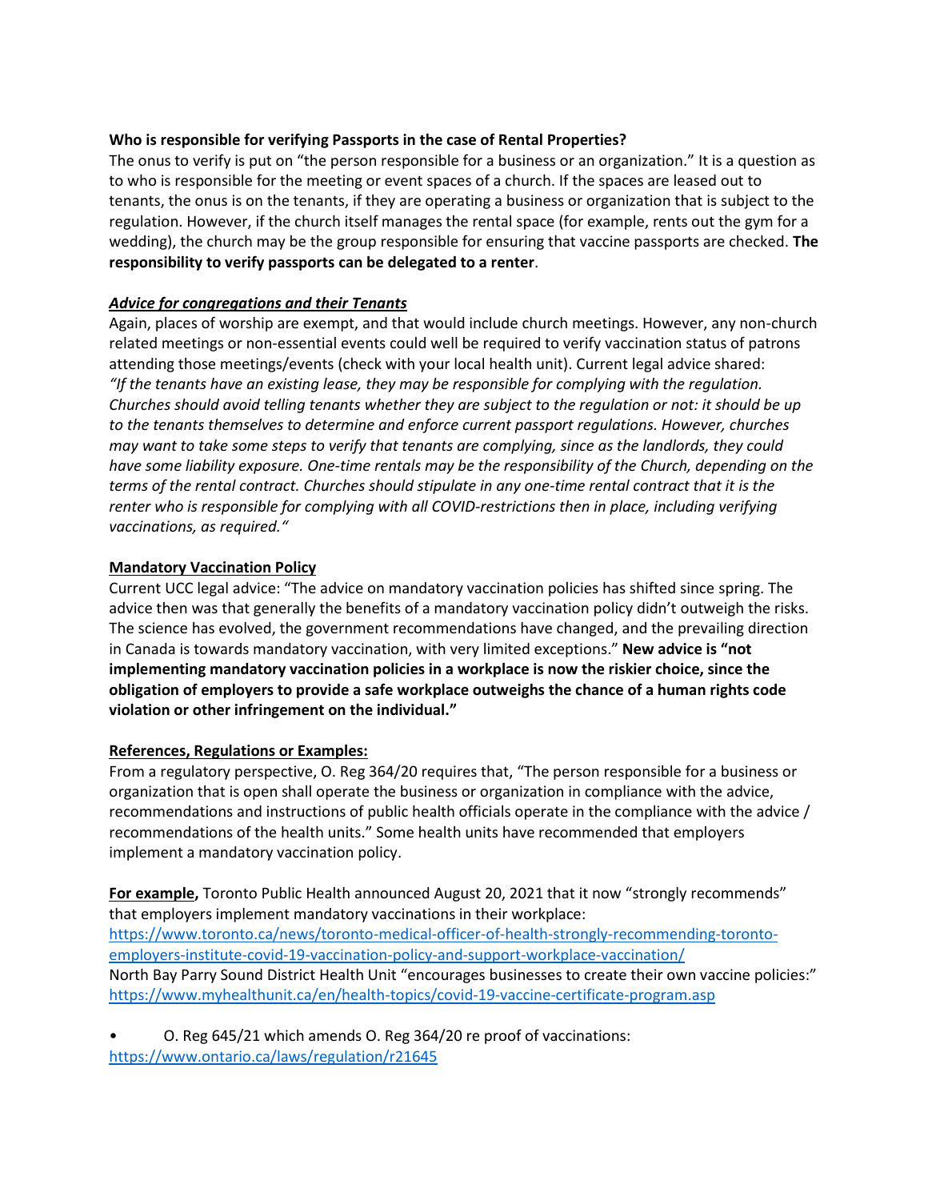**Who is responsible for verifying Passports in the case of Rental Properties?**

The onus to verify is put on "the person responsible for a business or an organization." It is a question as to who is responsible for the meeting or event spaces of a church. If the spaces are leased out to tenants, the onus is on the tenants, if they are operating a business or organization that is subject to the regulation. However, if the church itself manages the rental space (for example, rents out the gym for a wedding), the church may be the group responsible for ensuring that vaccine passports are checked. **The responsibility to verify passports can be delegated to a renter**.

***<u>Advice for congregations and their Tenants</u>***

Again, places of worship are exempt, and that would include church meetings. However, any non-church related meetings or non-essential events could well be required to verify vaccination status of patrons attending those meetings/events (check with your local health unit). Current legal advice shared: *"If the tenants have an existing lease, they may be responsible for complying with the regulation. Churches should avoid telling tenants whether they are subject to the regulation or not: it should be up to the tenants themselves to determine and enforce current passport regulations. However, churches may want to take some steps to verify that tenants are complying, since as the landlords, they could have some liability exposure. One-time rentals may be the responsibility of the Church, depending on the terms of the rental contract. Churches should stipulate in any one-time rental contract that it is the renter who is responsible for complying with all COVID-restrictions then in place, including verifying vaccinations, as required."*

**<u>Mandatory Vaccination Policy</u>**

Current UCC legal advice: "The advice on mandatory vaccination policies has shifted since spring. The advice then was that generally the benefits of a mandatory vaccination policy didn't outweigh the risks. The science has evolved, the government recommendations have changed, and the prevailing direction in Canada is towards mandatory vaccination, with very limited exceptions." **New advice is "not implementing mandatory vaccination policies in a workplace is now the riskier choice, since the obligation of employers to provide a safe workplace outweighs the chance of a human rights code violation or other infringement on the individual."**

**<u>References, Regulations or Examples:</u>**

From a regulatory perspective, O. Reg 364/20 requires that, "The person responsible for a business or organization that is open shall operate the business or organization in compliance with the advice, recommendations and instructions of public health officials operate in the compliance with the advice / recommendations of the health units." Some health units have recommended that employers implement a mandatory vaccination policy.

**<u>For example</u>,** Toronto Public Health announced August 20, 2021 that it now "strongly recommends" that employers implement mandatory vaccinations in their workplace: [https://www.toronto.ca/news/toronto-medical-officer-of-health-strongly-recommending-toronto-employers-institute-covid-19-vaccination-policy-and-support-workplace-vaccination/](https://www.toronto.ca/news/toronto-medical-officer-of-health-strongly-recommending-toronto-employers-institute-covid-19-vaccination-policy-and-support-workplace-vaccination/)
North Bay Parry Sound District Health Unit "encourages businesses to create their own vaccine policies:" [https://www.myhealthunit.ca/en/health-topics/covid-19-vaccine-certificate-program.asp](https://www.myhealthunit.ca/en/health-topics/covid-19-vaccine-certificate-program.asp)

- O. Reg 645/21 which amends O. Reg 364/20 re proof of vaccinations: [https://www.ontario.ca/laws/regulation/r21645](https://www.ontario.ca/laws/regulation/r21645)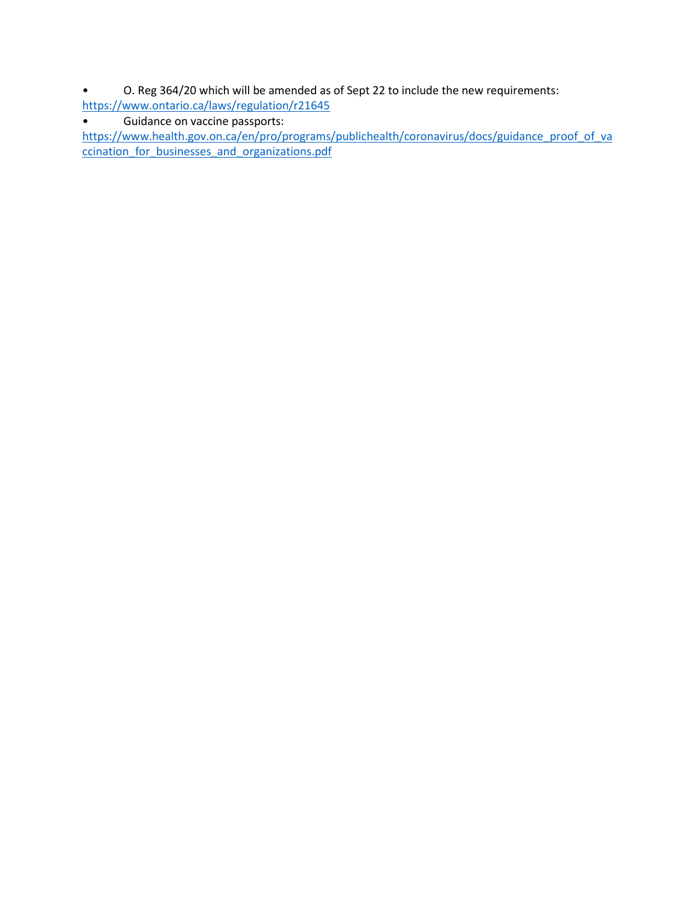- O. Reg 364/20 which will be amended as of Sept 22 to include the new requirements: https://www.ontario.ca/laws/regulation/r21645
- Guidance on vaccine passports: https://www.health.gov.on.ca/en/pro/programs/publichealth/coronavirus/docs/guidance_proof_of_vaccination_for_businesses_and_organizations.pdf